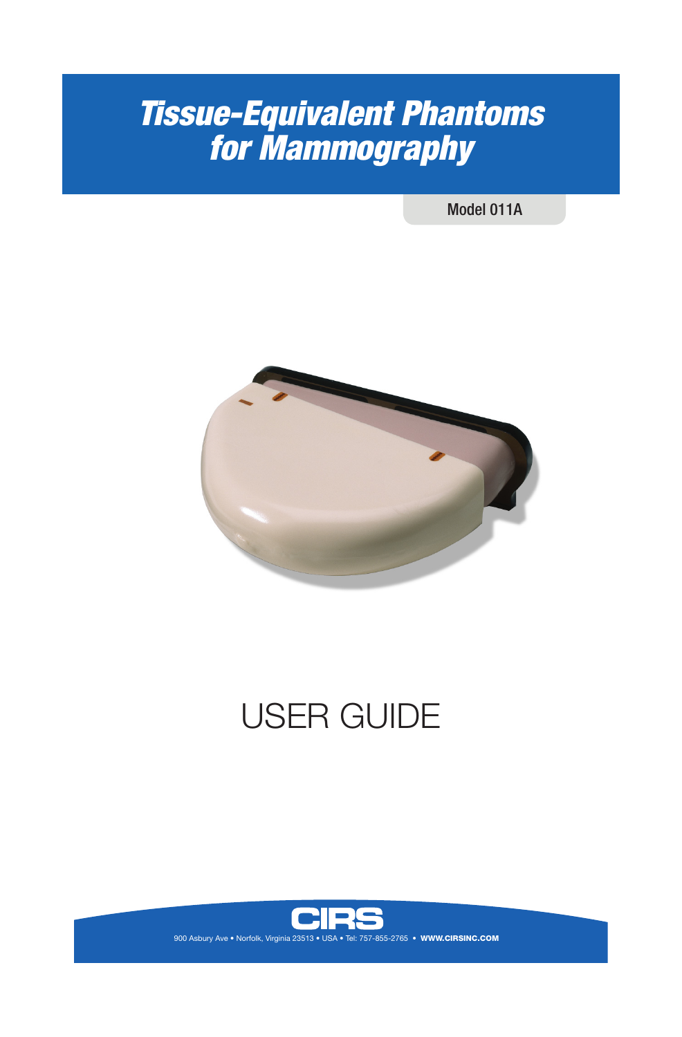# *Tissue-Equivalent Phantoms for Mammography*

Model 011A

USER GUIDE

CIRS

900 Asbury Ave • Norfolk, Virginia 23513 • USA • Tel: 757-855-2765 • **WWW.CIRSINC.COM**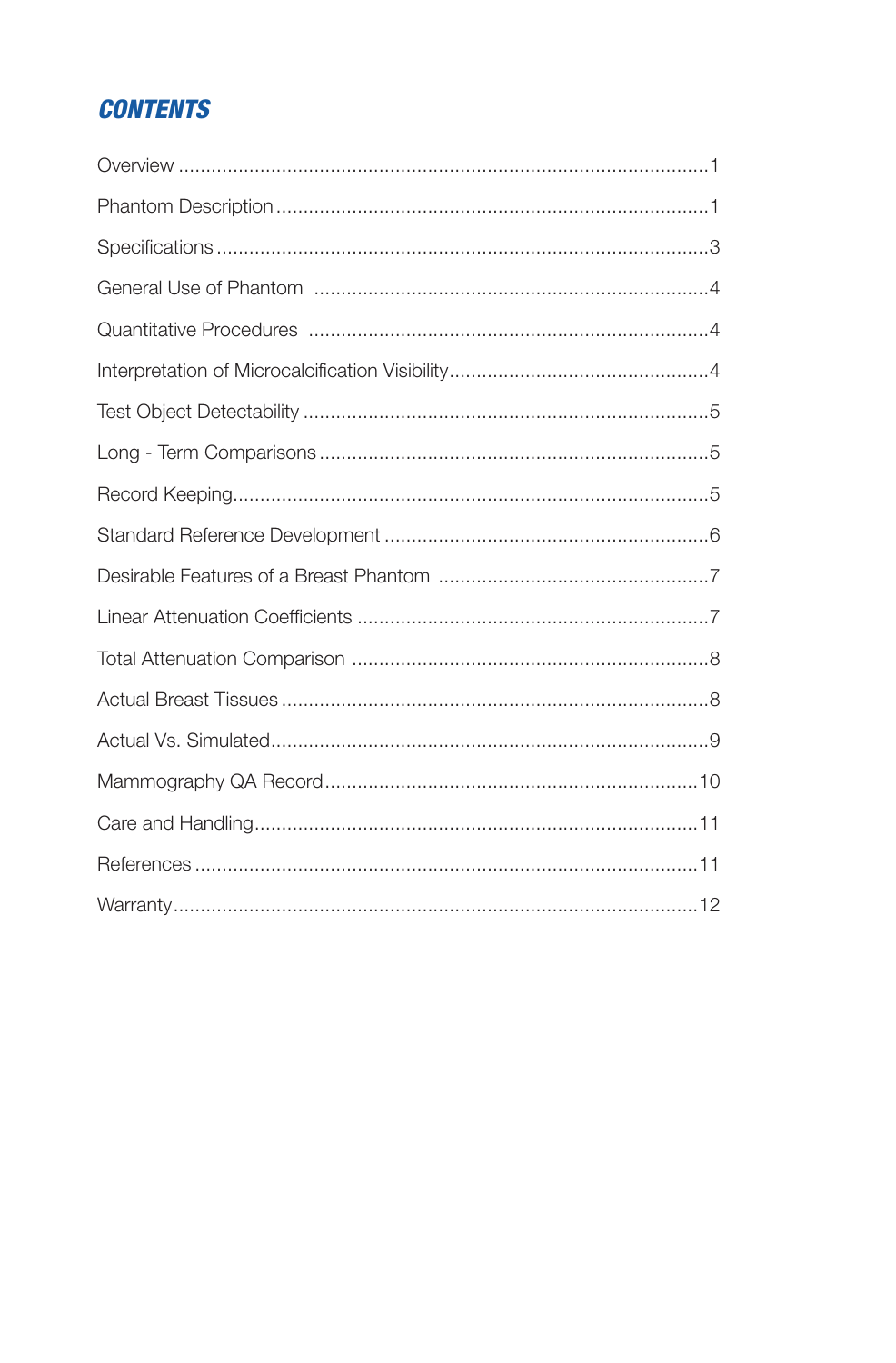# CONTENTS

| Section | Page |
| --- | --- |
| Overview | 1 |
| Phantom Description | 1 |
| Specifications | 3 |
| General Use of Phantom | 4 |
| Quantitative Procedures | 4 |
| Interpretation of Microcalcification Visibility | 4 |
| Test Object Detectability | 5 |
| Long - Term Comparisons | 5 |
| Record Keeping | 5 |
| Standard Reference Development | 6 |
| Desirable Features of a Breast Phantom | 7 |
| Linear Attenuation Coefficients | 7 |
| Total Attenuation Comparison | 8 |
| Actual Breast Tissues | 8 |
| Actual Vs. Simulated | 9 |
| Mammography QA Record | 10 |
| Care and Handling | 11 |
| References | 11 |
| Warranty | 12 |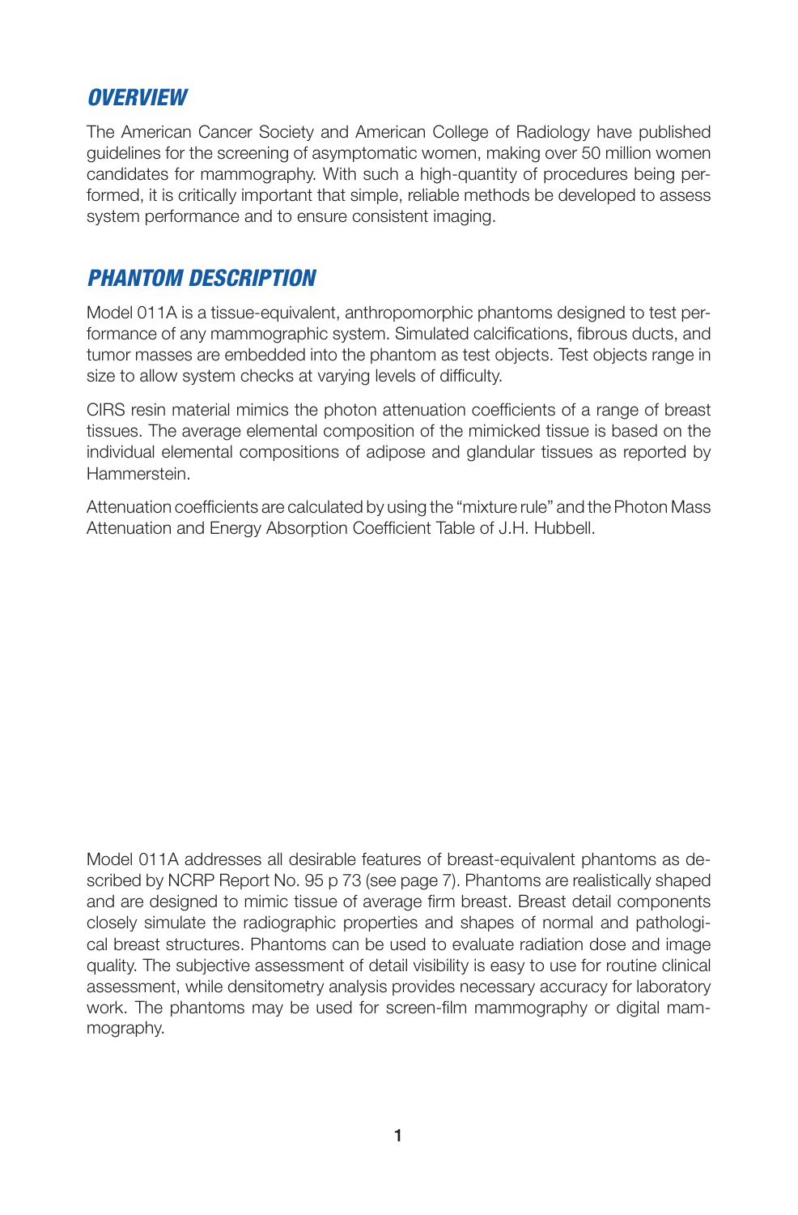## *OVERVIEW*

The American Cancer Society and American College of Radiology have published guidelines for the screening of asymptomatic women, making over 50 million women candidates for mammography. With such a high-quantity of procedures being performed, it is critically important that simple, reliable methods be developed to assess system performance and to ensure consistent imaging.

## *PHANTOM DESCRIPTION*

Model 011A is a tissue-equivalent, anthropomorphic phantoms designed to test performance of any mammographic system. Simulated calcifications, fibrous ducts, and tumor masses are embedded into the phantom as test objects. Test objects range in size to allow system checks at varying levels of difficulty.

CIRS resin material mimics the photon attenuation coefficients of a range of breast tissues. The average elemental composition of the mimicked tissue is based on the individual elemental compositions of adipose and glandular tissues as reported by Hammerstein.

Attenuation coefficients are calculated by using the "mixture rule" and the Photon Mass Attenuation and Energy Absorption Coefficient Table of J.H. Hubbell.

Model 011A addresses all desirable features of breast-equivalent phantoms as described by NCRP Report No. 95 p 73 (see page 7). Phantoms are realistically shaped and are designed to mimic tissue of average firm breast. Breast detail components closely simulate the radiographic properties and shapes of normal and pathological breast structures. Phantoms can be used to evaluate radiation dose and image quality. The subjective assessment of detail visibility is easy to use for routine clinical assessment, while densitometry analysis provides necessary accuracy for laboratory work. The phantoms may be used for screen-film mammography or digital mammography.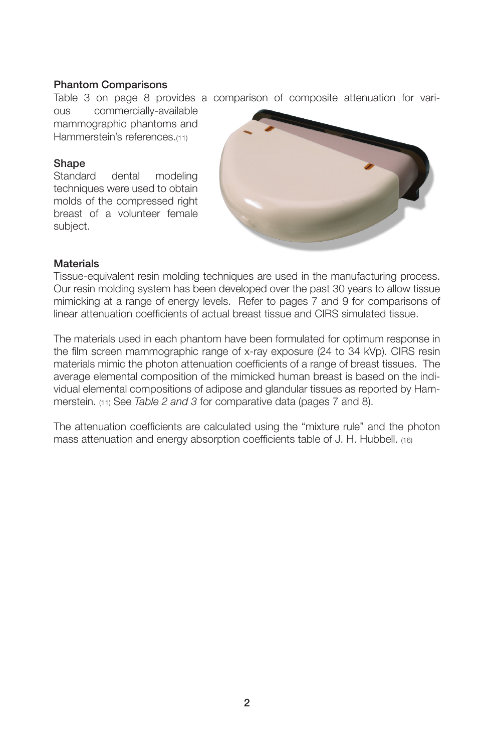### Phantom Comparisons

Table 3 on page 8 provides a comparison of composite attenuation for various commercially-available mammographic phantoms and Hammerstein's references.(11)

### Shape

Standard dental modeling techniques were used to obtain molds of the compressed right breast of a volunteer female subject.

### Materials

Tissue-equivalent resin molding techniques are used in the manufacturing process. Our resin molding system has been developed over the past 30 years to allow tissue mimicking at a range of energy levels. Refer to pages 7 and 9 for comparisons of linear attenuation coefficients of actual breast tissue and CIRS simulated tissue.

The materials used in each phantom have been formulated for optimum response in the film screen mammographic range of x-ray exposure (24 to 34 kVp). CIRS resin materials mimic the photon attenuation coefficients of a range of breast tissues. The average elemental composition of the mimicked human breast is based on the individual elemental compositions of adipose and glandular tissues as reported by Hammerstein. (11) See *Table 2 and 3* for comparative data (pages 7 and 8).

The attenuation coefficients are calculated using the "mixture rule" and the photon mass attenuation and energy absorption coefficients table of J. H. Hubbell. (16)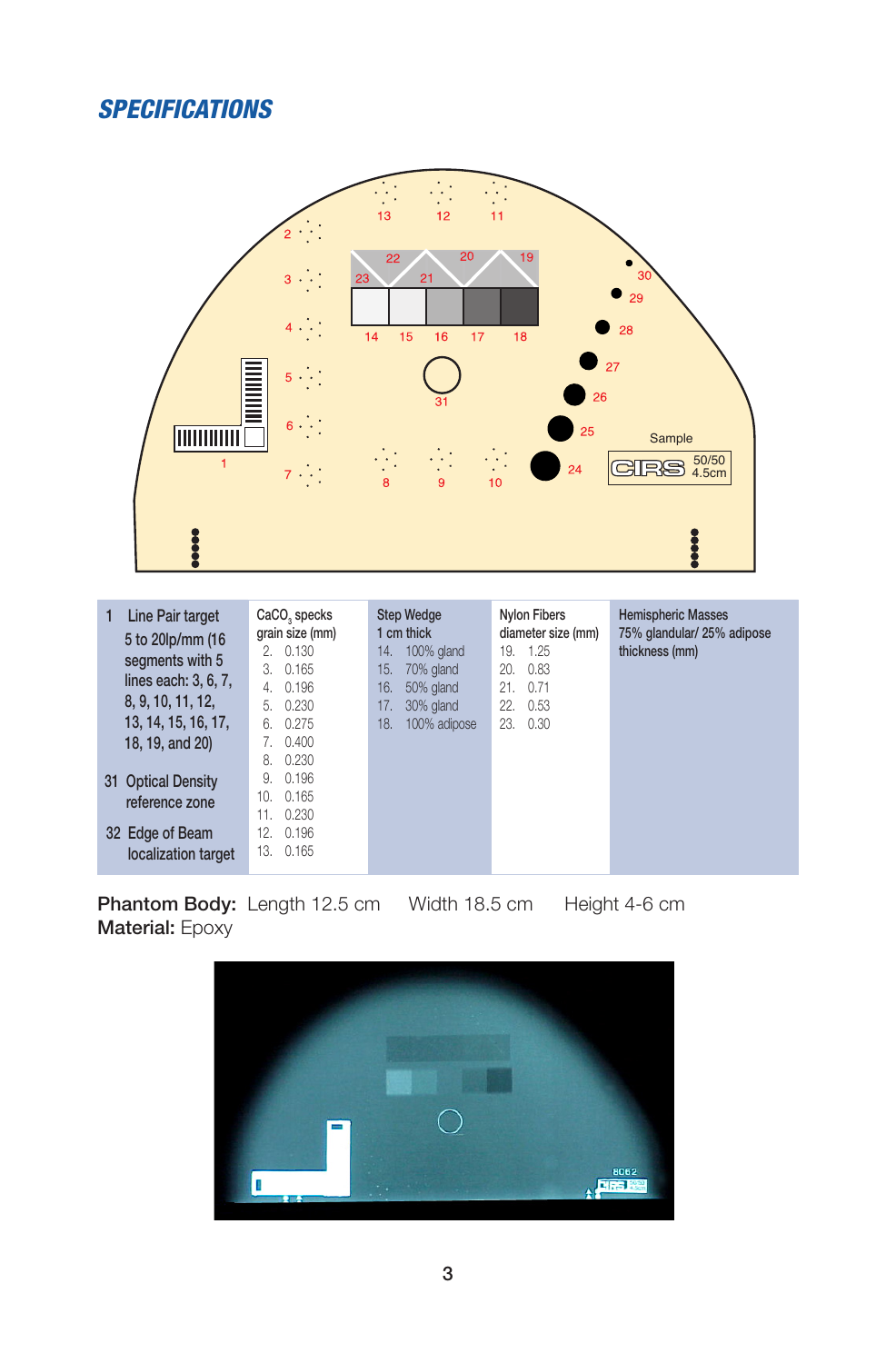## SPECIFICATIONS

| 1 Line Pair target 5 to 20lp/mm (16 segments with 5 lines each: 3, 6, 7, 8, 9, 10, 11, 12, 13, 14, 15, 16, 17, 18, 19, and 20) | $CaCO_3$ specks grain size (mm) | Step Wedge 1 cm thick | Nylon Fibers diameter size (mm) | Hemispheric Masses 75% glandular/ 25% adipose thickness (mm) |
|---|---|---|---|---|
| 31 Optical Density reference zone | 2. 0.130 | 14. 100% gland | 19. 1.25 | |
| 32 Edge of Beam localization target | 3. 0.165 | 15. 70% gland | 20. 0.83 | |
| | 4. 0.196 | 16. 50% gland | 21. 0.71 | |
| | 5. 0.230 | 17. 30% gland | 22. 0.53 | |
| | 6. 0.275 | 18. 100% adipose | 23. 0.30 | |
| | 7. 0.400 | | | |
| | 8. 0.230 | | | |
| | 9. 0.196 | | | |
| | 10. 0.165 | | | |
| | 11. 0.230 | | | |
| | 12. 0.196 | | | |
| | 13. 0.165 | | | |

**Phantom Body:** Length 12.5 cm Width 18.5 cm Height 4-6 cm
**Material:** Epoxy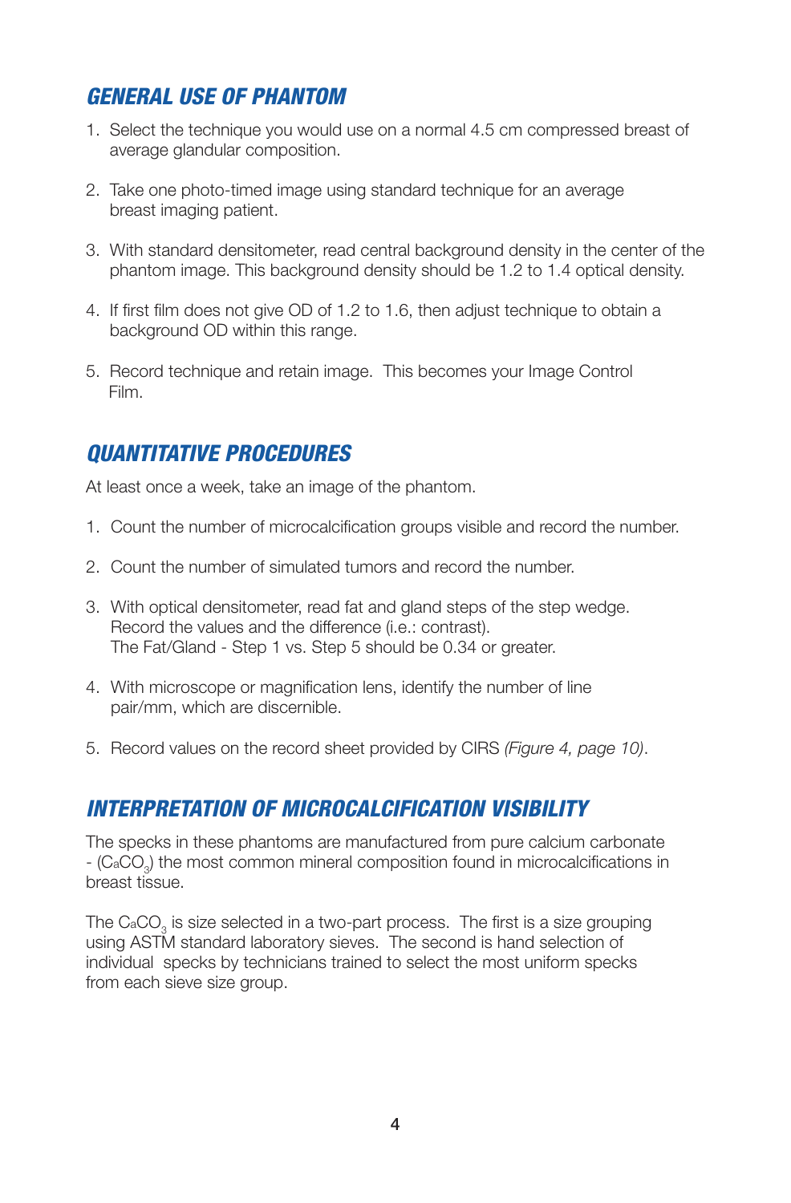## GENERAL USE OF PHANTOM

1. Select the technique you would use on a normal 4.5 cm compressed breast of average glandular composition.

2. Take one photo-timed image using standard technique for an average breast imaging patient.

3. With standard densitometer, read central background density in the center of the phantom image. This background density should be 1.2 to 1.4 optical density.

4. If first film does not give OD of 1.2 to 1.6, then adjust technique to obtain a background OD within this range.

5. Record technique and retain image. This becomes your Image Control Film.

## QUANTITATIVE PROCEDURES

At least once a week, take an image of the phantom.

1. Count the number of microcalcification groups visible and record the number.

2. Count the number of simulated tumors and record the number.

3. With optical densitometer, read fat and gland steps of the step wedge. Record the values and the difference (i.e.: contrast). The Fat/Gland - Step 1 vs. Step 5 should be 0.34 or greater.

4. With microscope or magnification lens, identify the number of line pair/mm, which are discernible.

5. Record values on the record sheet provided by CIRS *(Figure 4, page 10)*.

## INTERPRETATION OF MICROCALCIFICATION VISIBILITY

The specks in these phantoms are manufactured from pure calcium carbonate - ($CaCO_3$) the most common mineral composition found in microcalcifications in breast tissue.

The $CaCO_3$ is size selected in a two-part process. The first is a size grouping using ASTM standard laboratory sieves. The second is hand selection of individual specks by technicians trained to select the most uniform specks from each sieve size group.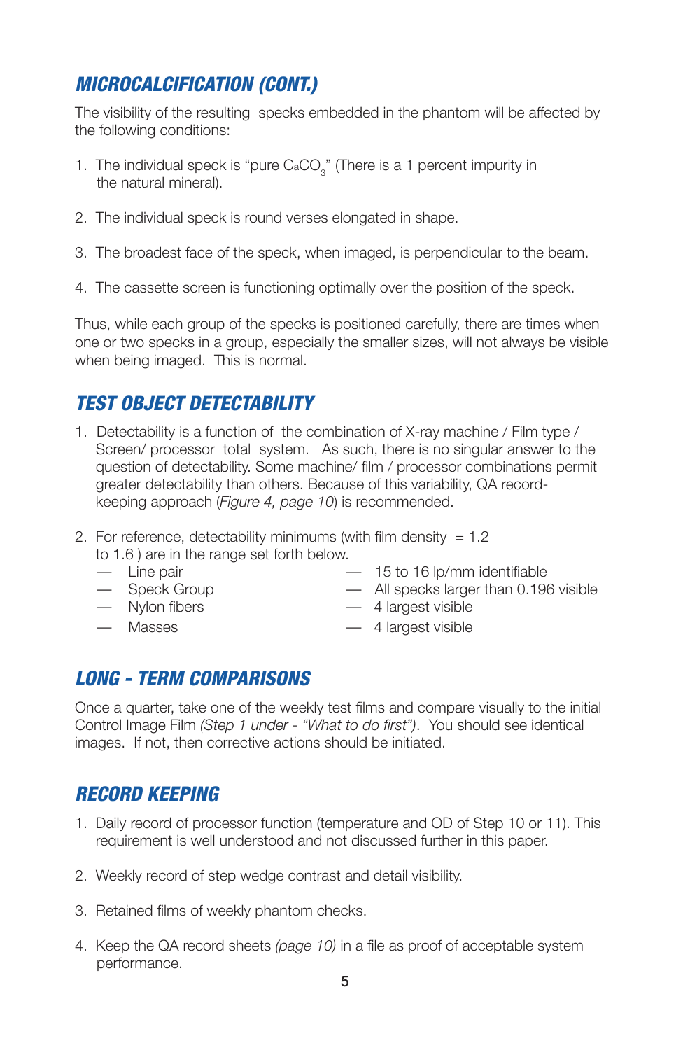## *MICROCALCIFICATION (CONT.)*

The visibility of the resulting specks embedded in the phantom will be affected by the following conditions:

1. The individual speck is "pure $CaCO_3$" (There is a 1 percent impurity in the natural mineral).
2. The individual speck is round verses elongated in shape.
3. The broadest face of the speck, when imaged, is perpendicular to the beam.
4. The cassette screen is functioning optimally over the position of the speck.

Thus, while each group of the specks is positioned carefully, there are times when one or two specks in a group, especially the smaller sizes, will not always be visible when being imaged. This is normal.

## *TEST OBJECT DETECTABILITY*

1. Detectability is a function of the combination of X-ray machine / Film type / Screen/ processor total system. As such, there is no singular answer to the question of detectability. Some machine/ film / processor combinations permit greater detectability than others. Because of this variability, QA record-keeping approach (*Figure 4, page 10*) is recommended.
2. For reference, detectability minimums (with film density = 1.2 to 1.6 ) are in the range set forth below.
   - — Line pair — 15 to 16 lp/mm identifiable
   - — Speck Group — All specks larger than 0.196 visible
   - — Nylon fibers — 4 largest visible
   - — Masses — 4 largest visible

## *LONG - TERM COMPARISONS*

Once a quarter, take one of the weekly test films and compare visually to the initial Control Image Film *(Step 1 under - "What to do first")*. You should see identical images. If not, then corrective actions should be initiated.

## *RECORD KEEPING*

1. Daily record of processor function (temperature and OD of Step 10 or 11). This requirement is well understood and not discussed further in this paper.
2. Weekly record of step wedge contrast and detail visibility.
3. Retained films of weekly phantom checks.
4. Keep the QA record sheets *(page 10)* in a file as proof of acceptable system performance.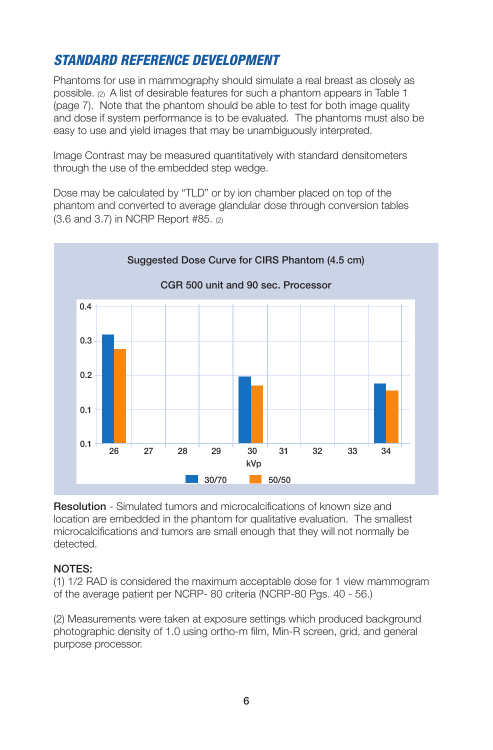## *STANDARD REFERENCE DEVELOPMENT*

Phantoms for use in mammography should simulate a real breast as closely as possible. (2) A list of desirable features for such a phantom appears in Table 1 (page 7). Note that the phantom should be able to test for both image quality and dose if system performance is to be evaluated. The phantoms must also be easy to use and yield images that may be unambiguously interpreted.

Image Contrast may be measured quantitatively with standard densitometers through the use of the embedded step wedge.

Dose may be calculated by "TLD" or by ion chamber placed on top of the phantom and converted to average glandular dose through conversion tables (3.6 and 3.7) in NCRP Report #85. (2)

Suggested Dose Curve for CIRS Phantom (4.5 cm)

CGR 500 unit and 90 sec. Processor

| kVp | 30/70 | 50/50 |
|---|---|---|
| 26 | 0.32 | 0.28 |
| 30 | 0.20 | 0.17 |
| 34 | 0.18 | 0.16 |

**Resolution** - Simulated tumors and microcalcifications of known size and location are embedded in the phantom for qualitative evaluation. The smallest microcalcifications and tumors are small enough that they will not normally be detected.

**NOTES:**

(1) 1/2 RAD is considered the maximum acceptable dose for 1 view mammogram of the average patient per NCRP- 80 criteria (NCRP-80 Pgs. 40 - 56.)

(2) Measurements were taken at exposure settings which produced background photographic density of 1.0 using ortho-m film, Min-R screen, grid, and general purpose processor.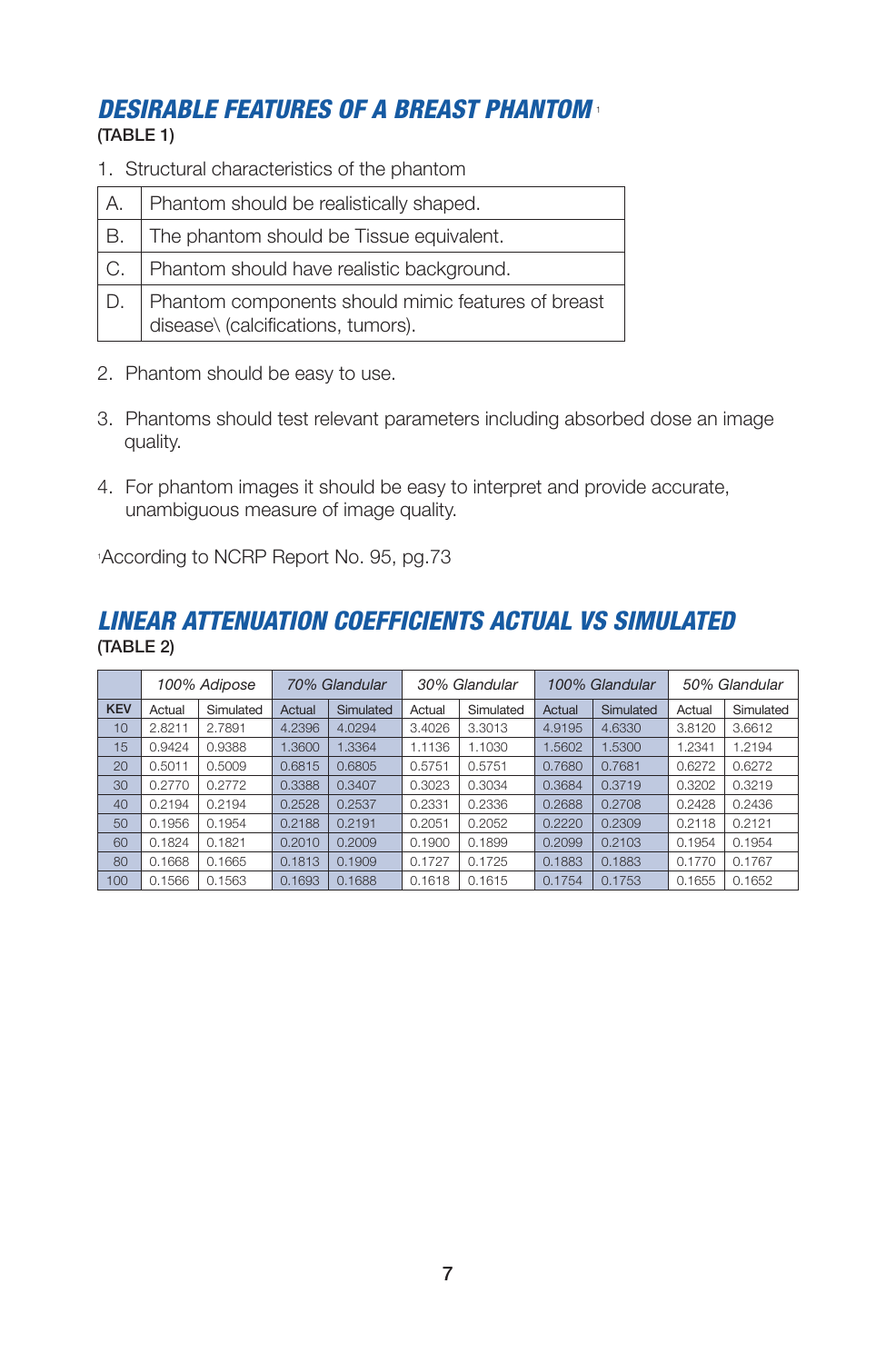## DESIRABLE FEATURES OF A BREAST PHANTOM [1]

**(TABLE 1)**

1. Structural characteristics of the phantom

| A. | Phantom should be realistically shaped. |
|---|---|
| B. | The phantom should be Tissue equivalent. |
| C. | Phantom should have realistic background. |
| D. | Phantom components should mimic features of breast disease\ (calcifications, tumors). |

2. Phantom should be easy to use.

3. Phantoms should test relevant parameters including absorbed dose an image quality.

4. For phantom images it should be easy to interpret and provide accurate, unambiguous measure of image quality.

[1]According to NCRP Report No. 95, pg.73

## LINEAR ATTENUATION COEFFICIENTS ACTUAL VS SIMULATED

**(TABLE 2)**

| | *100% Adipose* | | *70% Glandular* | | *30% Glandular* | | *100% Glandular* | | *50% Glandular* | |
|---|---|---|---|---|---|---|---|---|---|---|
| **KEV** | Actual | Simulated | Actual | Simulated | Actual | Simulated | Actual | Simulated | Actual | Simulated |
| 10 | 2.8211 | 2.7891 | 4.2396 | 4.0294 | 3.4026 | 3.3013 | 4.9195 | 4.6330 | 3.8120 | 3.6612 |
| 15 | 0.9424 | 0.9388 | 1.3600 | 1.3364 | 1.1136 | 1.1030 | 1.5602 | 1.5300 | 1.2341 | 1.2194 |
| 20 | 0.5011 | 0.5009 | 0.6815 | 0.6805 | 0.5751 | 0.5751 | 0.7680 | 0.7681 | 0.6272 | 0.6272 |
| 30 | 0.2770 | 0.2772 | 0.3388 | 0.3407 | 0.3023 | 0.3034 | 0.3684 | 0.3719 | 0.3202 | 0.3219 |
| 40 | 0.2194 | 0.2194 | 0.2528 | 0.2537 | 0.2331 | 0.2336 | 0.2688 | 0.2708 | 0.2428 | 0.2436 |
| 50 | 0.1956 | 0.1954 | 0.2188 | 0.2191 | 0.2051 | 0.2052 | 0.2220 | 0.2309 | 0.2118 | 0.2121 |
| 60 | 0.1824 | 0.1821 | 0.2010 | 0.2009 | 0.1900 | 0.1899 | 0.2099 | 0.2103 | 0.1954 | 0.1954 |
| 80 | 0.1668 | 0.1665 | 0.1813 | 0.1909 | 0.1727 | 0.1725 | 0.1883 | 0.1883 | 0.1770 | 0.1767 |
| 100 | 0.1566 | 0.1563 | 0.1693 | 0.1688 | 0.1618 | 0.1615 | 0.1754 | 0.1753 | 0.1655 | 0.1652 |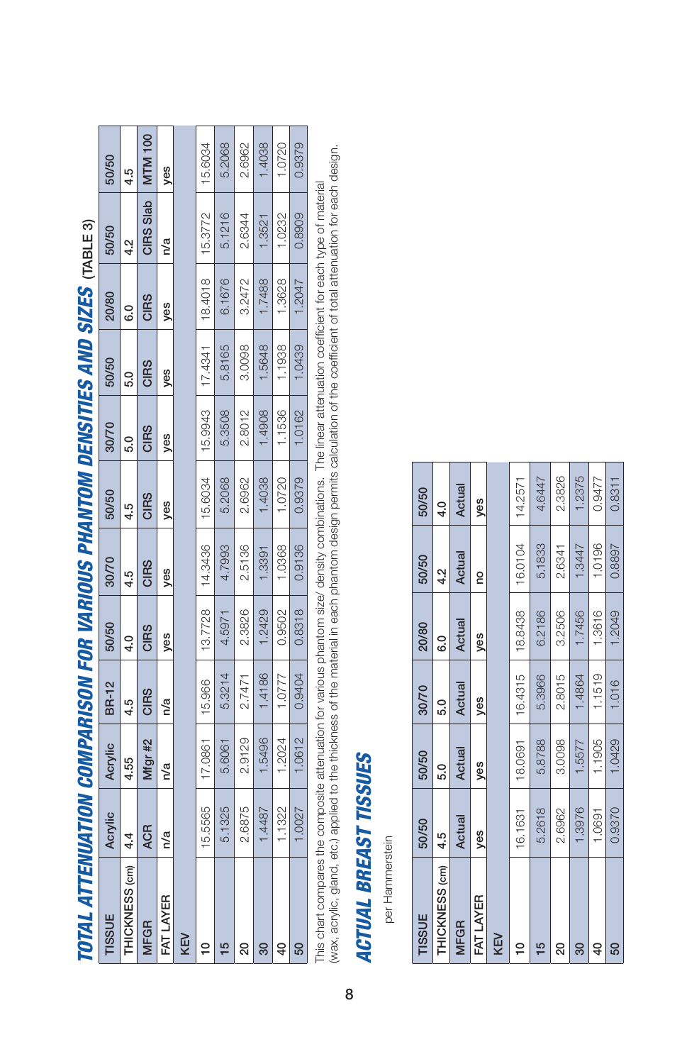# TOTAL ATTENUATION COMPARISON FOR VARIOUS PHANTOM DENSITIES AND SIZES (TABLE 3)

| TISSUE | Acrylic | Acrylic | BR-12 | 50/50 | 30/70 | 50/50 | 30/70 | 50/50 | 20/80 | 50/50 | 50/50 |
|---|---|---|---|---|---|---|---|---|---|---|---|
| THICKNESS (cm) | 4.4 | 4.55 | 4.5 | 4.0 | 4.5 | 4.5 | 5.0 | 5.0 | 6.0 | 4.2 | 4.5 |
| MFGR | ACR | Mfgr #2 | CIRS | CIRS | CIRS | CIRS | CIRS | CIRS | CIRS | CIRS Slab | MTM 100 |
| FAT LAYER | n/a | n/a | n/a | yes | yes | yes | yes | yes | yes | n/a | yes |
| KEV | | | | | | | | | | | |
| 10 | 15.5565 | 17.0861 | 15.966 | 13.7728 | 14.3436 | 15.6034 | 15.9943 | 17.4341 | 18.4018 | 15.3772 | 15.6034 |
| 15 | 5.1325 | 5.6061 | 5.3214 | 4.5971 | 4.7993 | 5.2068 | 5.3508 | 5.8165 | 6.1676 | 5.1216 | 5.2068 |
| 20 | 2.6875 | 2.9129 | 2.7471 | 2.3826 | 2.5136 | 2.6962 | 2.8012 | 3.0098 | 3.2472 | 2.6344 | 2.6962 |
| 30 | 1.4487 | 1.5496 | 1.4186 | 1.2429 | 1.3391 | 1.4038 | 1.4908 | 1.5648 | 1.7488 | 1.3521 | 1.4038 |
| 40 | 1.1322 | 1.2024 | 1.0777 | 0.9502 | 1.0368 | 1.0720 | 1.1536 | 1.1938 | 1.3628 | 1.0232 | 1.0720 |
| 50 | 1.0027 | 1.0612 | 0.9404 | 0.8318 | 0.9136 | 0.9379 | 1.0162 | 1.0439 | 1.2047 | 0.8909 | 0.9379 |

This chart compares the composite attenuation for various phantom size/ density combinations. The linear attenuation coefficient for each type of material (wax, acrylic, gland, etc.) applied to the thickness of the material in each phantom design permits calculation of the coefficient of total attenuation for each design.

## ACTUAL BREAST TISSUES

per Hammerstein

| TISSUE | 50/50 | 50/50 | 30/70 | 20/80 | 50/50 | 50/50 |
|---|---|---|---|---|---|---|
| THICKNESS (cm) | 4.5 | 5.0 | 5.0 | 6.0 | 4.2 | 4.0 |
| MFGR | Actual | Actual | Actual | Actual | Actual | Actual |
| FAT LAYER | yes | yes | yes | yes | no | yes |
| KEV | | | | | | |
| 10 | 16.1631 | 18.0691 | 16.4315 | 18.8438 | 16.0104 | 14.2571 |
| 15 | 5.2618 | 5.8788 | 5.3966 | 6.2186 | 5.1833 | 4.6447 |
| 20 | 2.6962 | 3.0098 | 2.8015 | 3.2506 | 2.6341 | 2.3826 |
| 30 | 1.3976 | 1.5577 | 1.4864 | 1.7456 | 1.3447 | 1.2375 |
| 40 | 1.0691 | 1.1905 | 1.1519 | 1.3616 | 1.0196 | 0.9477 |
| 50 | 0.9370 | 1.0429 | 1.016 | 1.2049 | 0.8897 | 0.8311 |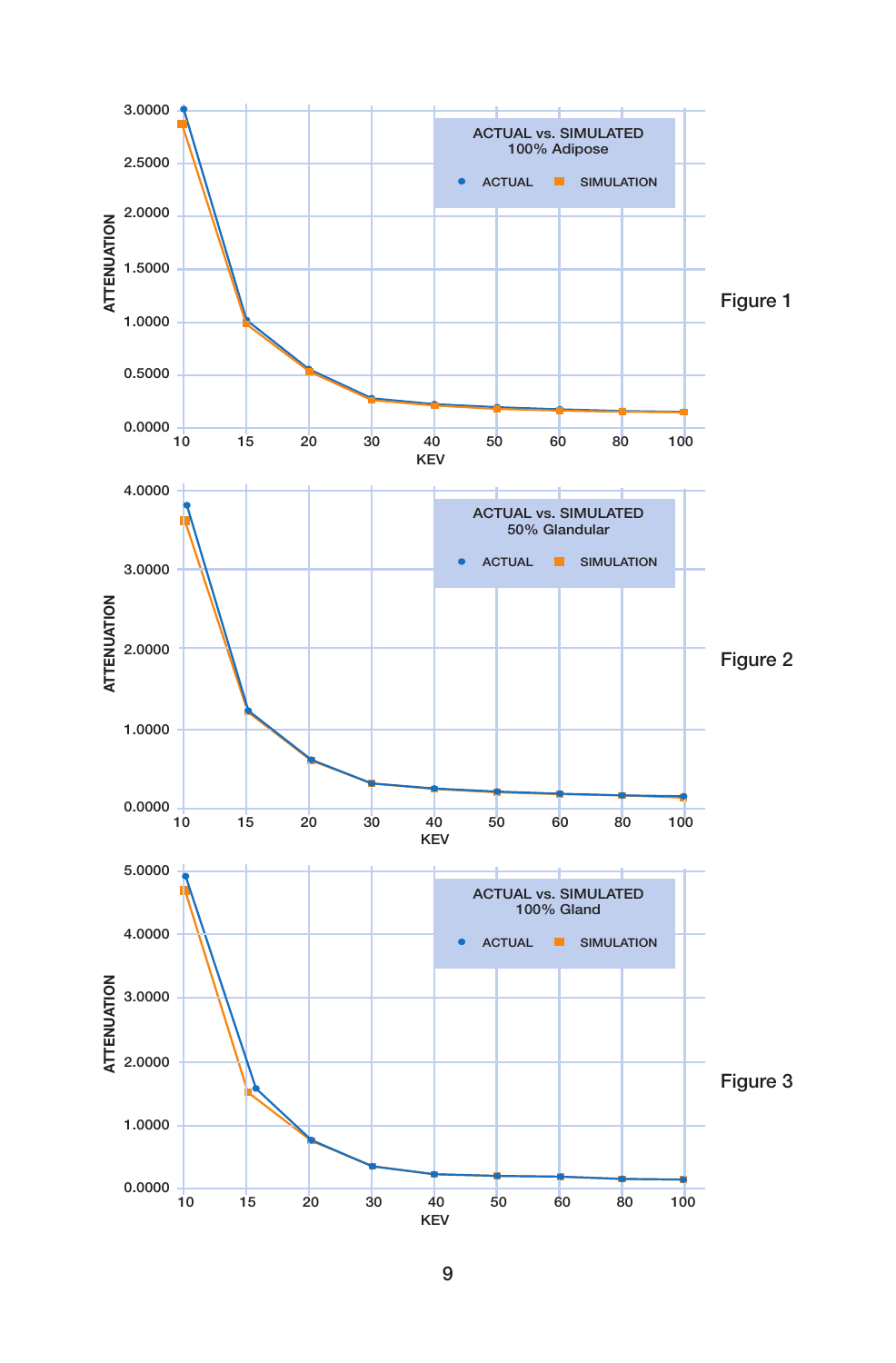Figure 1

Figure 2

Figure 3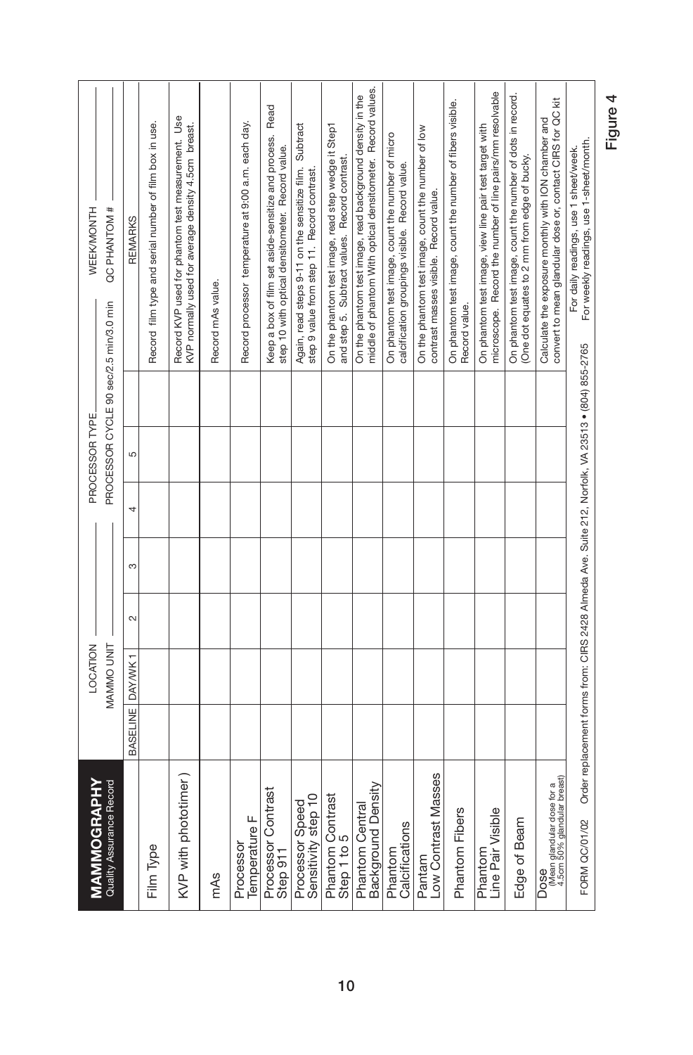**MAMMOGRAPHY**
Quality Assurance Record

LOCATION ________ PROCESSOR TYPE ________ WEEK/MONTH ________

MAMMO UNIT ________ PROCESSOR CYCLE 90 sec/2.5 min/3.0 min QC PHANTOM # ________

| | BASELINE | DAY/WK 1 | 2 | 3 | 4 | 5 | REMARKS |
|---|---|---|---|---|---|---|---|
| Film Type | | | | | | | Record film type and serial number of film box in use. |
| KVP with phototimer ) | | | | | | | Record KVP used for phantom test measurement. Use KVP normally used for average density 4.5cm breast. |
| mAs | | | | | | | Record mAs value. |
| Processor Temperature F | | | | | | | Record processor temperature at 9:00 a.m. each day. |
| Processor Contrast Step 911 | | | | | | | Keep a box of film set aside-sensitize and process. Read step 10 with optical densitometer. Record value. |
| Processor Speed Sensitivity step 10 | | | | | | | Again, read steps 9-11 on the sensitize film. Subtract step 9 value from step 11. Record contrast. |
| Phantom Contrast Step 1 to 5 | | | | | | | On the phantom test image, read step wedge it Step1 and step 5. Subtract values. Record contrast. |
| Phantom Central Background Density | | | | | | | On the phantom test image, read background density in the middle of phantom With optical densitometer. Record values. |
| Phantom Calcifications | | | | | | | On phantom test image, count the number of micro calcification groupings visible. Record value. |
| Pantam Low Contrast Masses | | | | | | | On the phantom test image, count the number of low contrast masses visible. Record value. |
| Phantom Fibers | | | | | | | On phantom test image, count the number of fibers visible. Record value. |
| Phantom Line Pair Visible | | | | | | | On phantom test image, view line pair test target with microscope. Record the number of line pairs/mm resolvable |
| Edge of Beam | | | | | | | On phantom test image, count the number of dots in record. (One dot equates to 2 mm from edge of bucky. |
| Dose (Mean glandular dose for a 4.5cm 50% glandular breast) | | | | | | | Calculate the exposure monthly with ION chamber and convert to mean glandular dose or, contact CIRS for QC kit |

FORM QC/01/02 Order replacement forms from: CIRS 2428 Almeda Ave. Suite 212, Norfolk, VA 23513 • (804) 855-2765

For daily readings, use 1 sheet/week.
For weekly readings, use 1-sheet/month.

Figure 4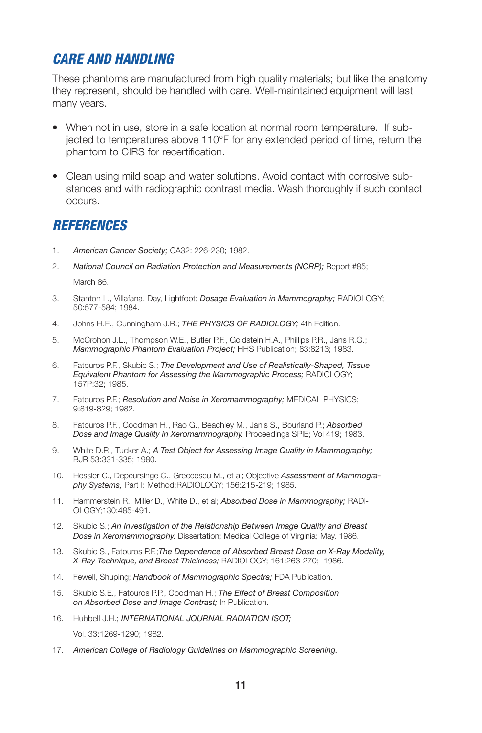## *CARE AND HANDLING*

These phantoms are manufactured from high quality materials; but like the anatomy they represent, should be handled with care. Well-maintained equipment will last many years.

- When not in use, store in a safe location at normal room temperature. If subjected to temperatures above 110°F for any extended period of time, return the phantom to CIRS for recertification.
- Clean using mild soap and water solutions. Avoid contact with corrosive substances and with radiographic contrast media. Wash thoroughly if such contact occurs.

## *REFERENCES*

1. *American Cancer Society;* CA32: 226-230; 1982.
2. *National Council on Radiation Protection and Measurements (NCRP);* Report #85; March 86.
3. Stanton L., Villafana, Day, Lightfoot; *Dosage Evaluation in Mammography;* RADIOLOGY; 50:577-584; 1984.
4. Johns H.E., Cunningham J.R.; *THE PHYSICS OF RADIOLOGY;* 4th Edition.
5. McCrohon J.L., Thompson W.E., Butler P.F., Goldstein H.A., Phillips P.R., Jans R.G.; *Mammographic Phantom Evaluation Project;* HHS Publication; 83:8213; 1983.
6. Fatouros P.F., Skubic S.; *The Development and Use of Realistically-Shaped, Tissue Equivalent Phantom for Assessing the Mammographic Process;* RADIOLOGY; 157P:32; 1985.
7. Fatouros P.F.; *Resolution and Noise in Xeromammography;* MEDICAL PHYSICS; 9:819-829; 1982.
8. Fatouros P.F., Goodman H., Rao G., Beachley M., Janis S., Bourland P.; *Absorbed Dose and Image Quality in Xeromammography.* Proceedings SPIE; Vol 419; 1983.
9. White D.R., Tucker A.; *A Test Object for Assessing Image Quality in Mammography;* BJR 53:331-335; 1980.
10. Hessler C., Depeursinge C., Greceescu M., et al; Objective *Assessment of Mammography Systems,* Part I: Method;RADIOLOGY; 156:215-219; 1985.
11. Hammerstein R., Miller D., White D., et al; *Absorbed Dose in Mammography;* RADIOLOGY;130:485-491.
12. Skubic S.; *An Investigation of the Relationship Between Image Quality and Breast Dose in Xeromammography.* Dissertation; Medical College of Virginia; May, 1986.
13. Skubic S., Fatouros P.F.;*The Dependence of Absorbed Breast Dose on X-Ray Modality, X-Ray Technique, and Breast Thickness;* RADIOLOGY; 161:263-270; 1986.
14. Fewell, Shuping; *Handbook of Mammographic Spectra;* FDA Publication.
15. Skubic S.E., Fatouros P.P., Goodman H.; *The Effect of Breast Composition on Absorbed Dose and Image Contrast;* In Publication.
16. Hubbell J.H.; *INTERNATIONAL JOURNAL RADIATION ISOT;* Vol. 33:1269-1290; 1982.
17. *American College of Radiology Guidelines on Mammographic Screening.*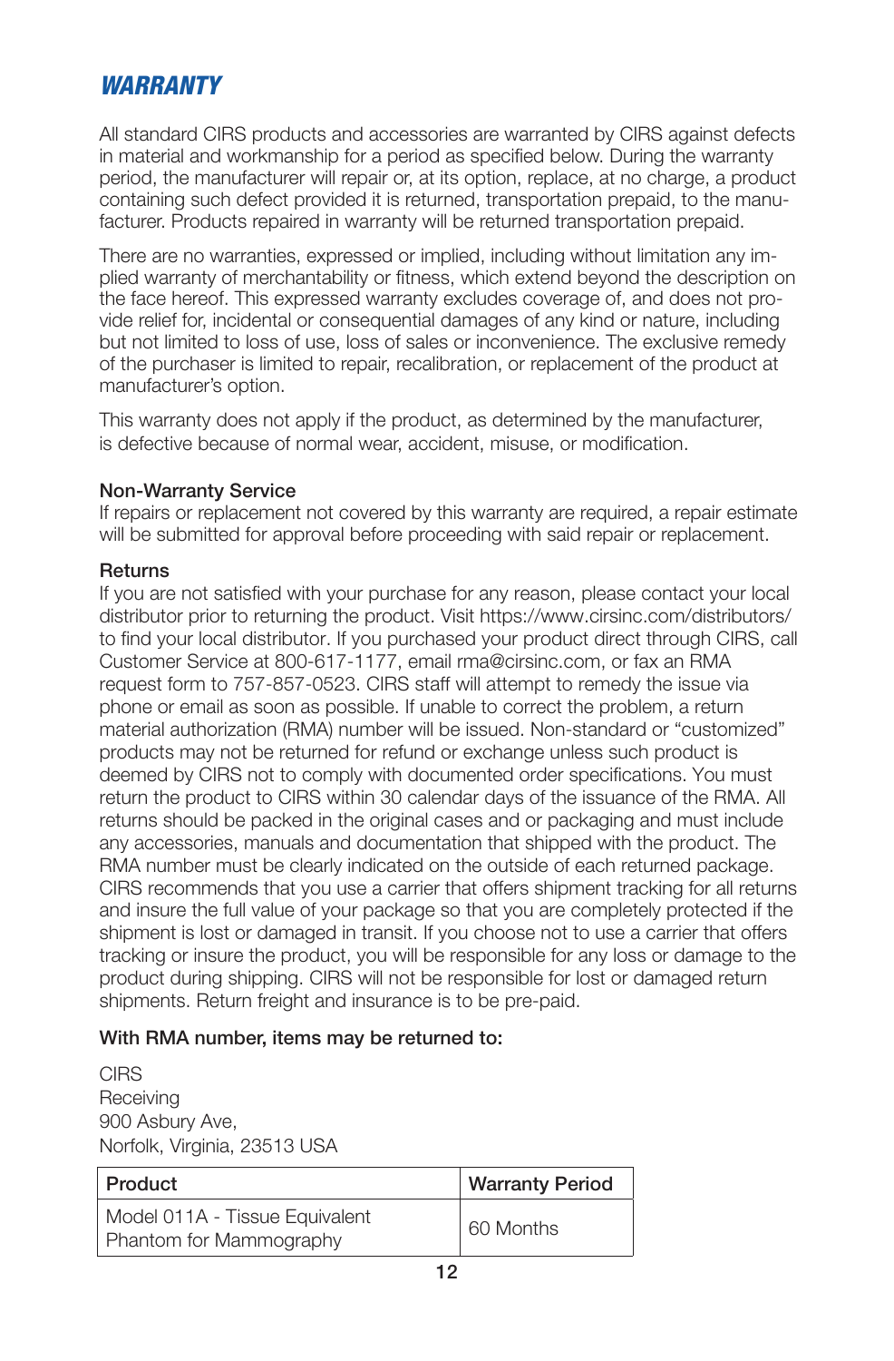## *WARRANTY*

All standard CIRS products and accessories are warranted by CIRS against defects in material and workmanship for a period as specified below. During the warranty period, the manufacturer will repair or, at its option, replace, at no charge, a product containing such defect provided it is returned, transportation prepaid, to the manufacturer. Products repaired in warranty will be returned transportation prepaid.

There are no warranties, expressed or implied, including without limitation any implied warranty of merchantability or fitness, which extend beyond the description on the face hereof. This expressed warranty excludes coverage of, and does not provide relief for, incidental or consequential damages of any kind or nature, including but not limited to loss of use, loss of sales or inconvenience. The exclusive remedy of the purchaser is limited to repair, recalibration, or replacement of the product at manufacturer's option.

This warranty does not apply if the product, as determined by the manufacturer, is defective because of normal wear, accident, misuse, or modification.

**Non-Warranty Service**
If repairs or replacement not covered by this warranty are required, a repair estimate will be submitted for approval before proceeding with said repair or replacement.

**Returns**
If you are not satisfied with your purchase for any reason, please contact your local distributor prior to returning the product. Visit https://www.cirsinc.com/distributors/ to find your local distributor. If you purchased your product direct through CIRS, call Customer Service at 800-617-1177, email rma@cirsinc.com, or fax an RMA request form to 757-857-0523. CIRS staff will attempt to remedy the issue via phone or email as soon as possible. If unable to correct the problem, a return material authorization (RMA) number will be issued. Non-standard or "customized" products may not be returned for refund or exchange unless such product is deemed by CIRS not to comply with documented order specifications. You must return the product to CIRS within 30 calendar days of the issuance of the RMA. All returns should be packed in the original cases and or packaging and must include any accessories, manuals and documentation that shipped with the product. The RMA number must be clearly indicated on the outside of each returned package. CIRS recommends that you use a carrier that offers shipment tracking for all returns and insure the full value of your package so that you are completely protected if the shipment is lost or damaged in transit. If you choose not to use a carrier that offers tracking or insure the product, you will be responsible for any loss or damage to the product during shipping. CIRS will not be responsible for lost or damaged return shipments. Return freight and insurance is to be pre-paid.

**With RMA number, items may be returned to:**

CIRS
Receiving
900 Asbury Ave,
Norfolk, Virginia, 23513 USA

| Product | Warranty Period |
|---|---|
| Model 011A - Tissue Equivalent Phantom for Mammography | 60 Months |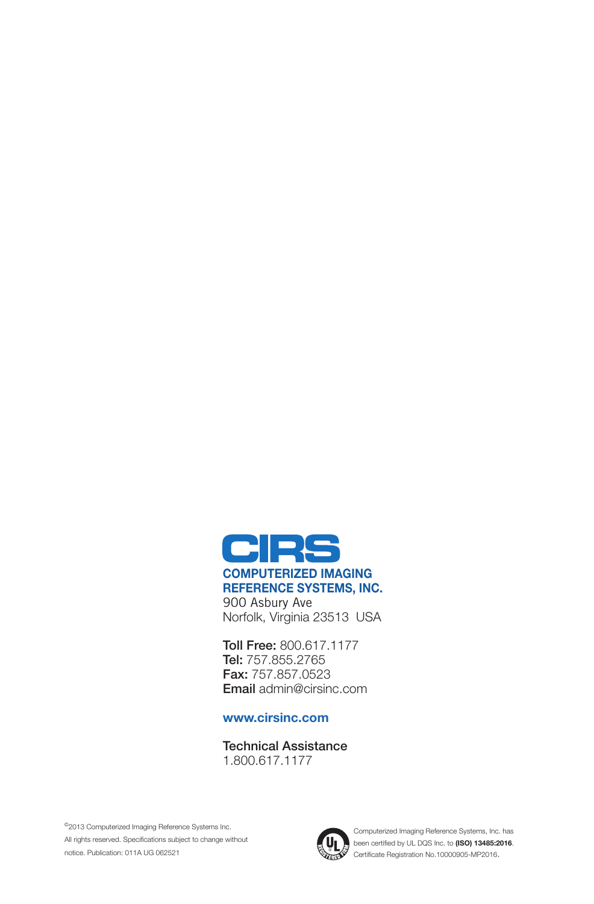**CIRS**

**COMPUTERIZED IMAGING REFERENCE SYSTEMS, INC.**

900 Asbury Ave
Norfolk, Virginia 23513 USA

**Toll Free:** 800.617.1177
**Tel:** 757.855.2765
**Fax:** 757.857.0523
**Email** admin@cirsinc.com

**www.cirsinc.com**

Technical Assistance
1.800.617.1177

©2013 Computerized Imaging Reference Systems Inc.
All rights reserved. Specifications subject to change without notice. Publication: 011A UG 062521

Computerized Imaging Reference Systems, Inc. has been certified by UL DQS Inc. to **(ISO) 13485:2016**. Certificate Registration No.10000905-MP2016.